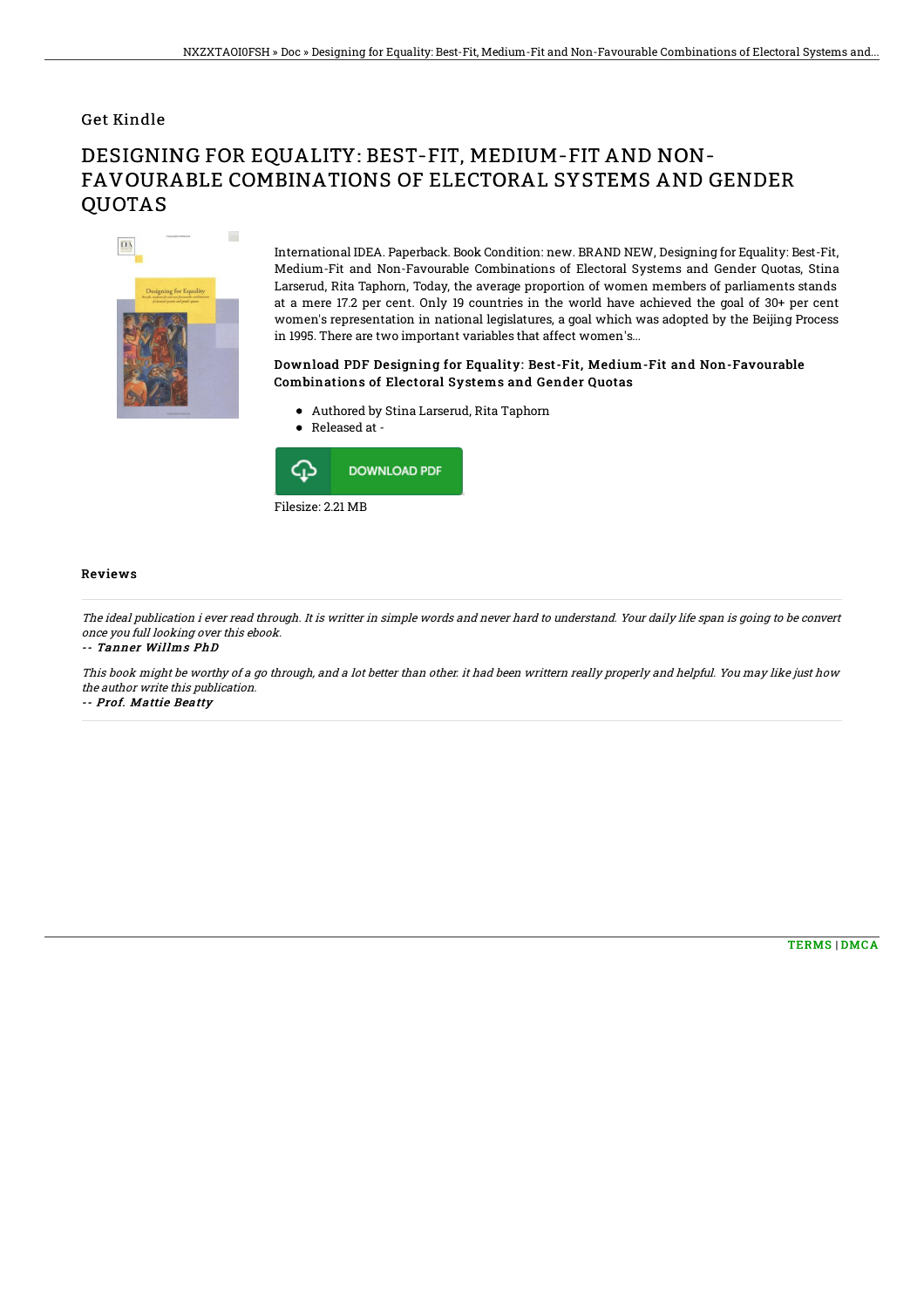Get Kindle

# DESIGNING FOR EQUALITY: BEST-FIT, MEDIUM-FIT AND NON-FAVOURABLE COMBINATIONS OF ELECTORAL SYSTEMS AND GENDER QUOTAS

International IDEA. Paperback. Book Condition: new. BRAND NEW, Designing for Equality: Best-Fit, Medium-Fit and Non-Favourable Combinations of Electoral Systems and Gender Quotas, Stina Larserud, Rita Taphorn, Today, the average proportion of women members of parliaments stands at a mere 17.2 per cent. Only 19 countries in the world have achieved the goal of 30+ per cent women's representation in national legislatures, a goal which was adopted by the Beijing Process in 1995. There are two important variables that affect women's...

### Download PDF Designing for Equality: Best-Fit, Medium-Fit and Non-Favourable Combinations of Electoral Systems and Gender Quotas

- Authored by Stina Larserud, Rita Taphorn
- Released at -

DOWNLOAD PDF

Filesize: 2.21 MB

## Reviews

*The ideal publication i ever read through. It is writter in simple words and never hard to understand. Your daily life span is going to be convert once you full looking over this ebook.*

-- ***Tanner Willms PhD***

*This book might be worthy of a go through, and a lot better than other. it had been writtern really properly and helpful. You may like just how the author write this publication.*

-- ***Prof. Mattie Beatty***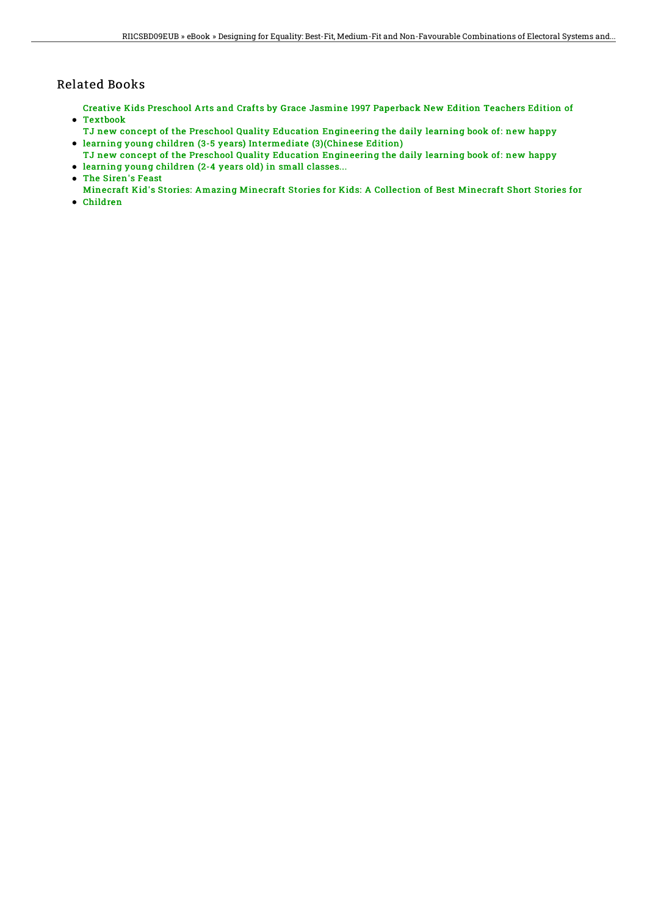## Related Books

- Creative Kids Preschool Arts and Crafts by Grace Jasmine 1997 Paperback New Edition Teachers Edition of Textbook
- TJ new concept of the Preschool Quality Education Engineering the daily learning book of: new happy learning young children (3-5 years) Intermediate (3)(Chinese Edition)
- TJ new concept of the Preschool Quality Education Engineering the daily learning book of: new happy learning young children (2-4 years old) in small classes...
- The Siren's Feast
- Minecraft Kid's Stories: Amazing Minecraft Stories for Kids: A Collection of Best Minecraft Short Stories for Children